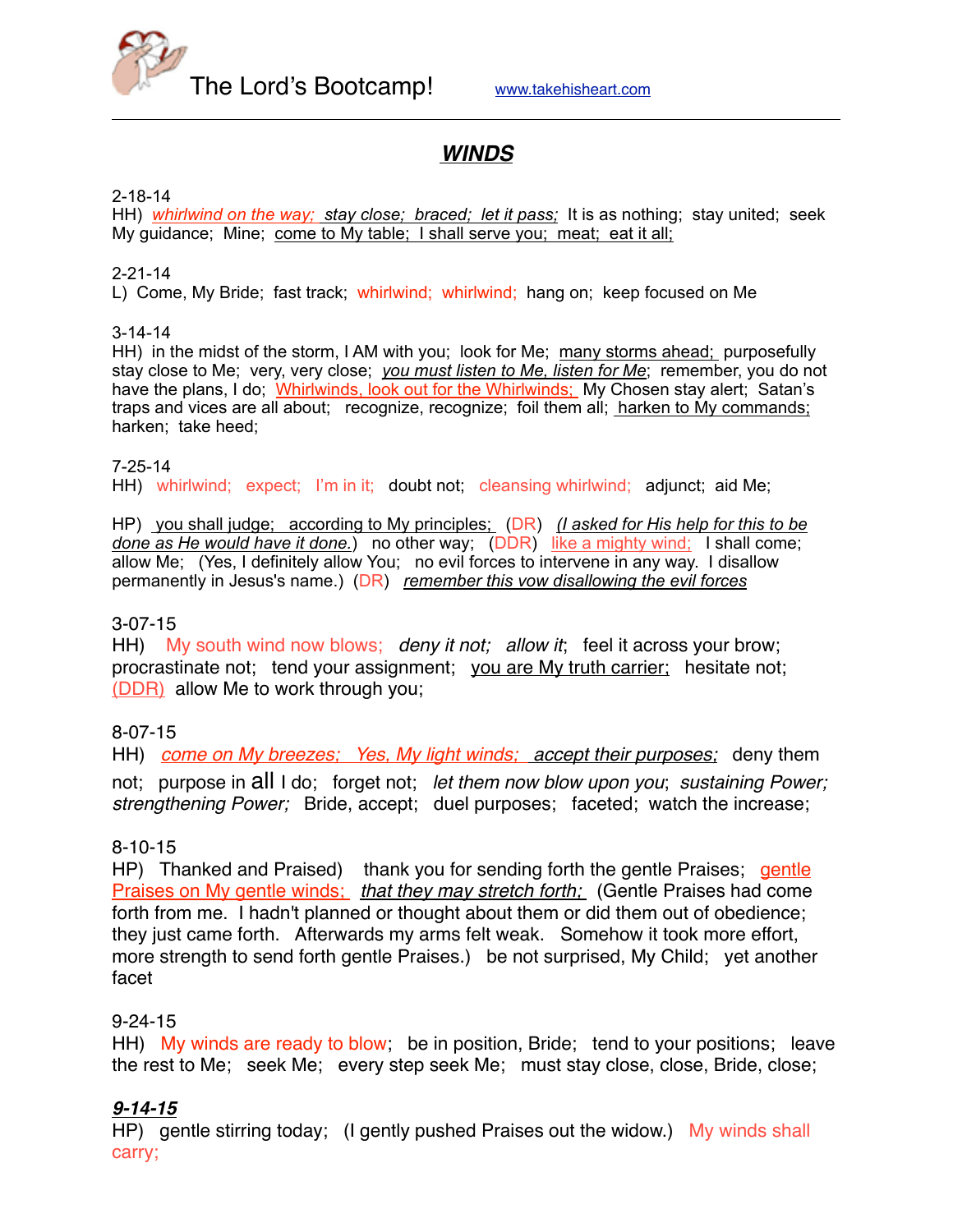The Lord's Bootcamp! www.takehisheart.com

# WINDS

2-18-14
HH) *whirlwind on the way;* stay close; braced; let it pass; It is as nothing; stay united; seek My guidance; Mine; come to My table; I shall serve you; meat; eat it all;

2-21-14
L) Come, My Bride; fast track; whirlwind; whirlwind; hang on; keep focused on Me

3-14-14
HH) in the midst of the storm, I AM with you; look for Me; many storms ahead; purposefully stay close to Me; very, very close; *you must listen to Me, listen for Me*; remember, you do not have the plans, I do; Whirlwinds, look out for the Whirlwinds; My Chosen stay alert; Satan's traps and vices are all about; recognize, recognize; foil them all; harken to My commands; harken; take heed;

7-25-14
HH) whirlwind; expect; I'm in it; doubt not; cleansing whirlwind; adjunct; aid Me;

HP) you shall judge; according to My principles; (DR) *(I asked for His help for this to be done as He would have it done.)* no other way; (DDR) like a mighty wind; I shall come; allow Me; (Yes, I definitely allow You; no evil forces to intervene in any way. I disallow permanently in Jesus's name.) (DR) *remember this vow disallowing the evil forces*

3-07-15
HH) My south wind now blows; *deny it not; allow it*; feel it across your brow; procrastinate not; tend your assignment; you are My truth carrier; hesitate not; (DDR) allow Me to work through you;

8-07-15
HH) *come on My breezes; Yes, My light winds; accept their purposes;* deny them not; purpose in all I do; forget not; *let them now blow upon you*; *sustaining Power; strengthening Power;* Bride, accept; duel purposes; faceted; watch the increase;

8-10-15
HP) Thanked and Praised) thank you for sending forth the gentle Praises; gentle Praises on My gentle winds; *that they may stretch forth;* (Gentle Praises had come forth from me. I hadn't planned or thought about them or did them out of obedience; they just came forth. Afterwards my arms felt weak. Somehow it took more effort, more strength to send forth gentle Praises.) be not surprised, My Child; yet another facet

9-24-15
HH) My winds are ready to blow; be in position, Bride; tend to your positions; leave the rest to Me; seek Me; every step seek Me; must stay close, close, Bride, close;

***9-14-15***
HP) gentle stirring today; (I gently pushed Praises out the widow.) My winds shall carry;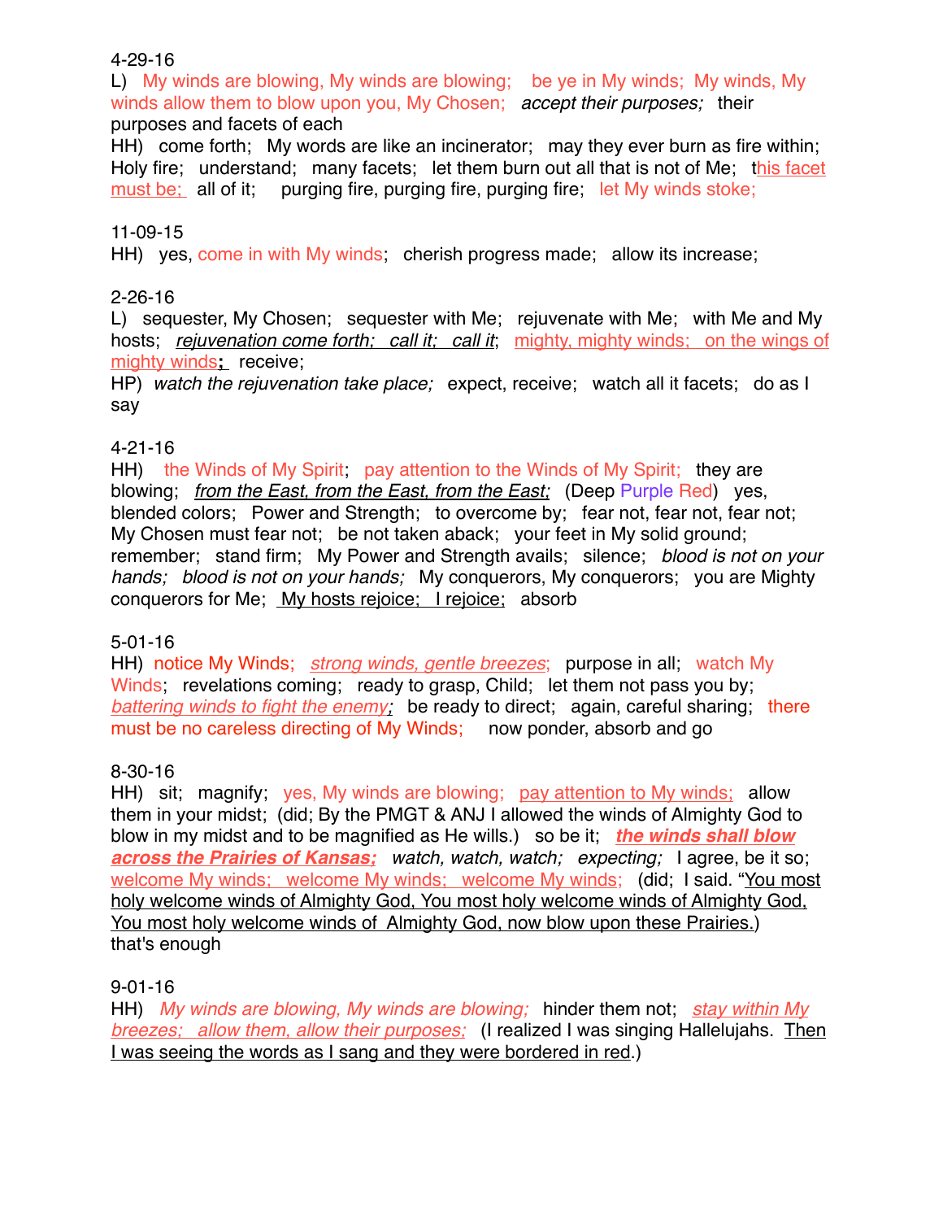4-29-16

L) My winds are blowing, My winds are blowing; be ye in My winds; My winds, My winds allow them to blow upon you, My Chosen; *accept their purposes;* their purposes and facets of each

HH) come forth; My words are like an incinerator; may they ever burn as fire within; Holy fire; understand; many facets; let them burn out all that is not of Me; this facet must be; all of it; purging fire, purging fire, purging fire; let My winds stoke;

11-09-15

HH) yes, come in with My winds; cherish progress made; allow its increase;

2-26-16

L) sequester, My Chosen; sequester with Me; rejuvenate with Me; with Me and My hosts; *rejuvenation come forth; call it; call it*; mighty, mighty winds; on the wings of mighty winds**;** receive;

HP) *watch the rejuvenation take place;* expect, receive; watch all it facets; do as I say

4-21-16

HH) the Winds of My Spirit; pay attention to the Winds of My Spirit; they are blowing; *from the East, from the East, from the East;* (Deep Purple Red) yes, blended colors; Power and Strength; to overcome by; fear not, fear not, fear not; My Chosen must fear not; be not taken aback; your feet in My solid ground; remember; stand firm; My Power and Strength avails; silence; *blood is not on your hands; blood is not on your hands;* My conquerors, My conquerors; you are Mighty conquerors for Me; My hosts rejoice; I rejoice; absorb

5-01-16

HH) notice My Winds; *strong winds, gentle breezes*; purpose in all; watch My Winds; revelations coming; ready to grasp, Child; let them not pass you by; *battering winds to fight the enemy;* be ready to direct; again, careful sharing; there must be no careless directing of My Winds; now ponder, absorb and go

8-30-16

HH) sit; magnify; yes, My winds are blowing; pay attention to My winds; allow them in your midst; (did; By the PMGT & ANJ I allowed the winds of Almighty God to blow in my midst and to be magnified as He wills.) so be it; ***the winds shall blow across the Prairies of Kansas;*** *watch, watch, watch; expecting;* I agree, be it so; welcome My winds; welcome My winds; welcome My winds; (did; I said. "You most holy welcome winds of Almighty God, You most holy welcome winds of Almighty God, You most holy welcome winds of Almighty God, now blow upon these Prairies.) that's enough

9-01-16

HH) *My winds are blowing, My winds are blowing;* hinder them not; *stay within My breezes; allow them, allow their purposes;* (I realized I was singing Hallelujahs. Then I was seeing the words as I sang and they were bordered in red.)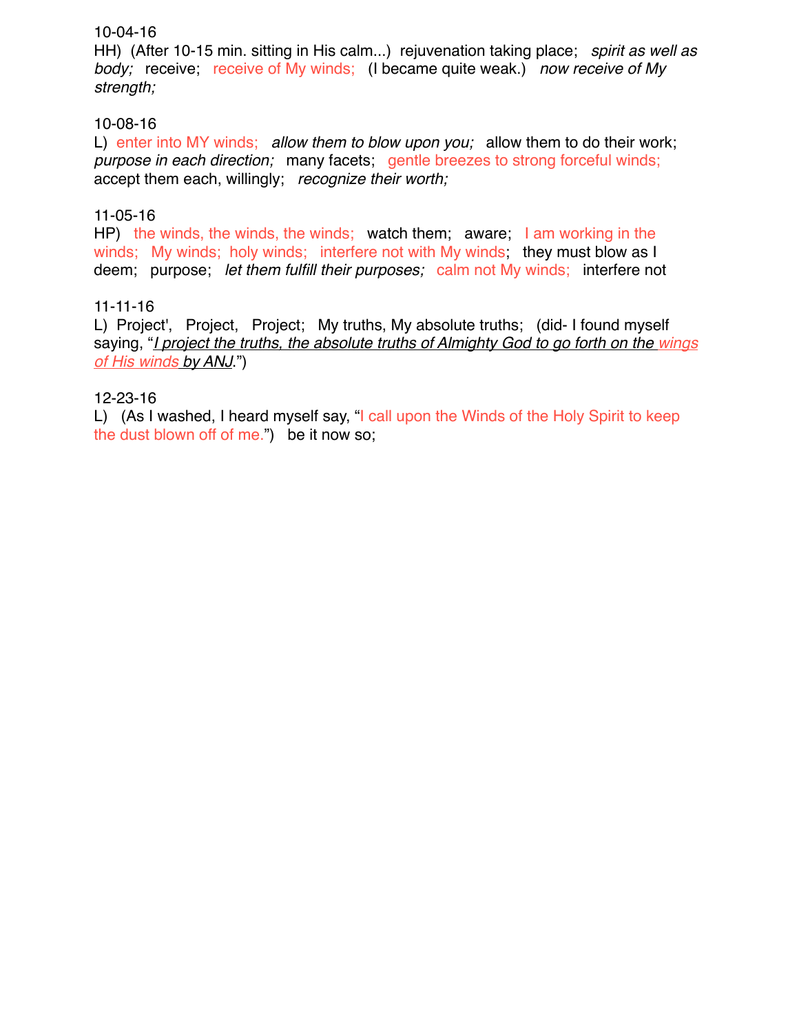10-04-16

HH) (After 10-15 min. sitting in His calm...) rejuvenation taking place; *spirit as well as body;* receive; receive of My winds; (I became quite weak.) *now receive of My strength;*

10-08-16

L) enter into MY winds; *allow them to blow upon you;* allow them to do their work; *purpose in each direction;* many facets; gentle breezes to strong forceful winds; accept them each, willingly; *recognize their worth;*

11-05-16

HP) the winds, the winds, the winds; watch them; aware; I am working in the winds; My winds; holy winds; interfere not with My winds; they must blow as I deem; purpose; *let them fulfill their purposes;* calm not My winds; interfere not

11-11-16

L) Project', Project, Project; My truths, My absolute truths; (did- I found myself saying, "*I project the truths, the absolute truths of Almighty God to go forth on the wings of His winds by ANJ*.")

12-23-16

L) (As I washed, I heard myself say, "I call upon the Winds of the Holy Spirit to keep the dust blown off of me.") be it now so;